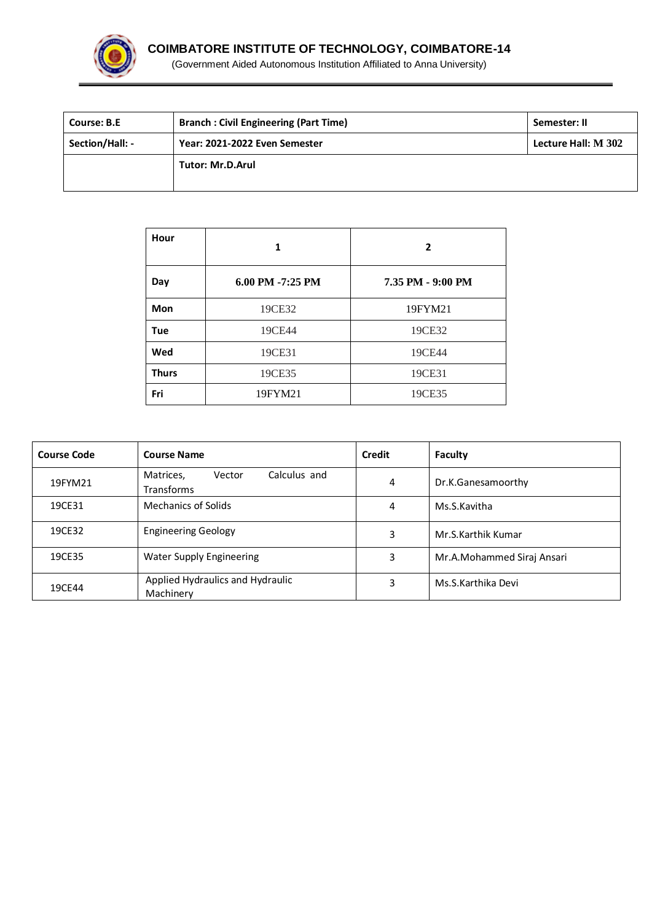# COIMBATORE INSTITUTE OF TECHNOLOGY, COIMBATORE-14

(Government Aided Autonomous Institution Affiliated to Anna University)

| **Course: B.E** | **Branch : Civil Engineering (Part Time)** | **Semester: II** |
|---|---|---|
| **Section/Hall: -** | **Year: 2021-2022 Even Semester** | **Lecture Hall: M 302** |
| | **Tutor: Mr.D.Arul** | |

| **Hour** | **1** | **2** |
|---|---|---|
| **Day** | **6.00 PM -7:25 PM** | **7.35 PM - 9:00 PM** |
| **Mon** | 19CE32 | 19FYM21 |
| **Tue** | 19CE44 | 19CE32 |
| **Wed** | 19CE31 | 19CE44 |
| **Thurs** | 19CE35 | 19CE31 |
| **Fri** | 19FYM21 | 19CE35 |

| **Course Code** | **Course Name** | **Credit** | **Faculty** |
|---|---|---|---|
| 19FYM21 | Matrices, Vector Calculus and Transforms | 4 | Dr.K.Ganesamoorthy |
| 19CE31 | Mechanics of Solids | 4 | Ms.S.Kavitha |
| 19CE32 | Engineering Geology | 3 | Mr.S.Karthik Kumar |
| 19CE35 | Water Supply Engineering | 3 | Mr.A.Mohammed Siraj Ansari |
| 19CE44 | Applied Hydraulics and Hydraulic Machinery | 3 | Ms.S.Karthika Devi |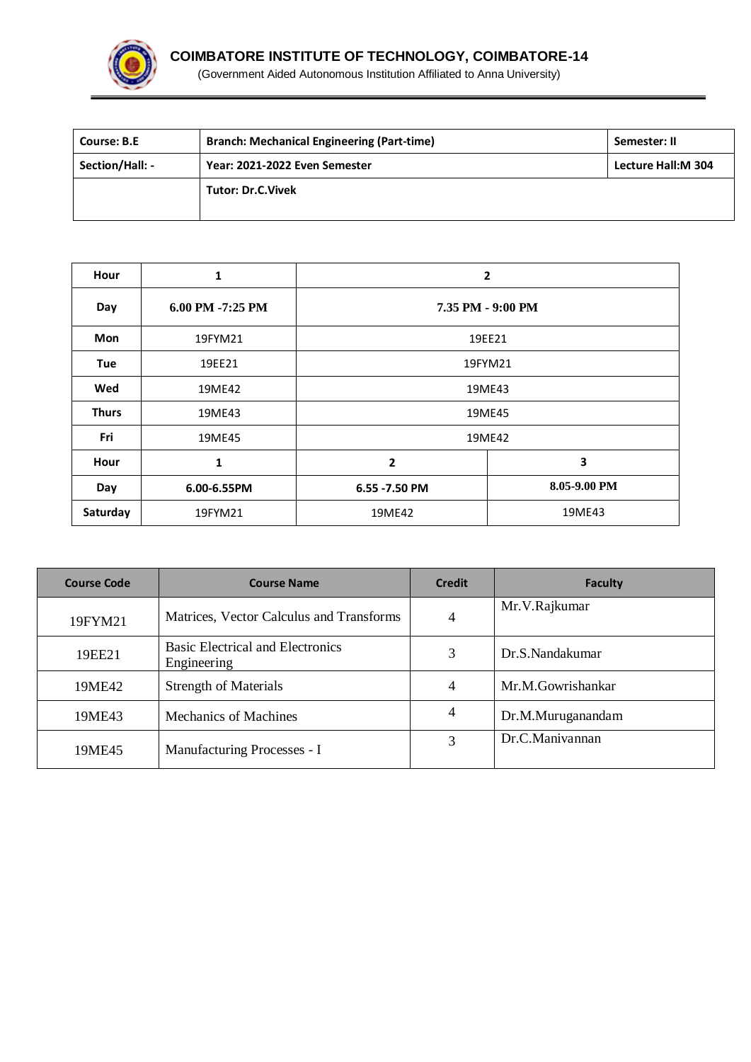# COIMBATORE INSTITUTE OF TECHNOLOGY, COIMBATORE-14

(Government Aided Autonomous Institution Affiliated to Anna University)

| Course: B.E | Branch: Mechanical Engineering (Part-time) | Semester: II |
|---|---|---|
| Section/Hall: - | Year: 2021-2022 Even Semester | Lecture Hall:M 304 |
| | Tutor: Dr.C.Vivek | |

| Hour | 1 | 2 | |
|---|---|---|---|
| Day | 6.00 PM -7:25 PM | 7.35 PM - 9:00 PM | |
| Mon | 19FYM21 | 19EE21 | |
| Tue | 19EE21 | 19FYM21 | |
| Wed | 19ME42 | 19ME43 | |
| Thurs | 19ME43 | 19ME45 | |
| Fri | 19ME45 | 19ME42 | |
| Hour | 1 | 2 | 3 |
| Day | 6.00-6.55PM | 6.55 -7.50 PM | 8.05-9.00 PM |
| Saturday | 19FYM21 | 19ME42 | 19ME43 |

| Course Code | Course Name | Credit | Faculty |
|---|---|---|---|
| 19FYM21 | Matrices, Vector Calculus and Transforms | 4 | Mr.V.Rajkumar |
| 19EE21 | Basic Electrical and Electronics Engineering | 3 | Dr.S.Nandakumar |
| 19ME42 | Strength of Materials | 4 | Mr.M.Gowrishankar |
| 19ME43 | Mechanics of Machines | 4 | Dr.M.Muruganandam |
| 19ME45 | Manufacturing Processes - I | 3 | Dr.C.Manivannan |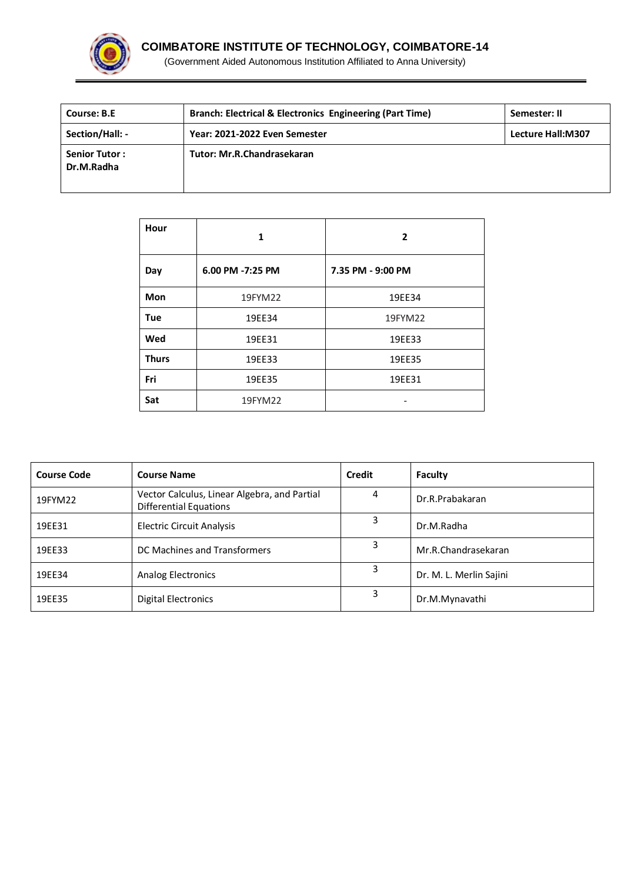# COIMBATORE INSTITUTE OF TECHNOLOGY, COIMBATORE-14

(Government Aided Autonomous Institution Affiliated to Anna University)

| | | |
|---|---|---|
| **Course: B.E** | **Branch: Electrical & Electronics Engineering (Part Time)** | **Semester: II** |
| **Section/Hall: -** | **Year: 2021-2022 Even Semester** | **Lecture Hall:M307** |
| **Senior Tutor : Dr.M.Radha** | **Tutor: Mr.R.Chandrasekaran** | |

| **Hour** | **1** | **2** |
|---|---|---|
| **Day** | **6.00 PM -7:25 PM** | **7.35 PM - 9:00 PM** |
| **Mon** | 19FYM22 | 19EE34 |
| **Tue** | 19EE34 | 19FYM22 |
| **Wed** | 19EE31 | 19EE33 |
| **Thurs** | 19EE33 | 19EE35 |
| **Fri** | 19EE35 | 19EE31 |
| **Sat** | 19FYM22 | - |

| **Course Code** | **Course Name** | **Credit** | **Faculty** |
|---|---|---|---|
| 19FYM22 | Vector Calculus, Linear Algebra, and Partial Differential Equations | 4 | Dr.R.Prabakaran |
| 19EE31 | Electric Circuit Analysis | 3 | Dr.M.Radha |
| 19EE33 | DC Machines and Transformers | 3 | Mr.R.Chandrasekaran |
| 19EE34 | Analog Electronics | 3 | Dr. M. L. Merlin Sajini |
| 19EE35 | Digital Electronics | 3 | Dr.M.Mynavathi |